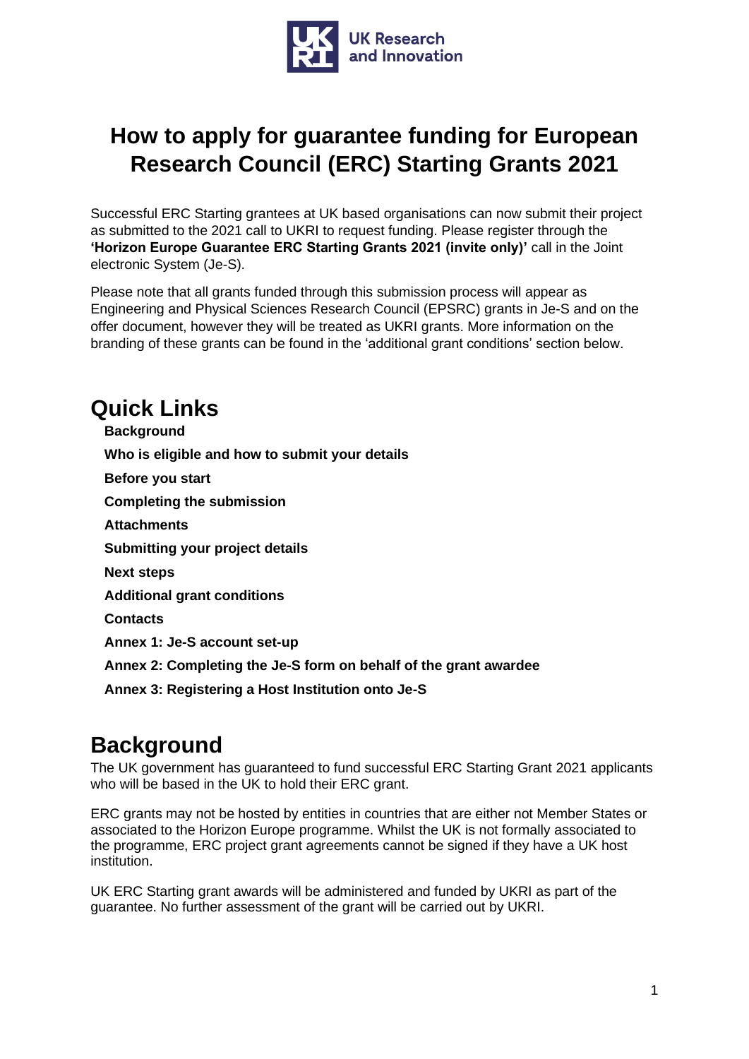# How to apply for guarantee funding for European Research Council (ERC) Starting Grants 2021

Successful ERC Starting grantees at UK based organisations can now submit their project as submitted to the 2021 call to UKRI to request funding. Please register through the **'Horizon Europe Guarantee ERC Starting Grants 2021 (invite only)'** call in the Joint electronic System (Je-S).

Please note that all grants funded through this submission process will appear as Engineering and Physical Sciences Research Council (EPSRC) grants in Je-S and on the offer document, however they will be treated as UKRI grants. More information on the branding of these grants can be found in the 'additional grant conditions' section below.

## Quick Links

- **Background**
- **Who is eligible and how to submit your details**
- **Before you start**
- **Completing the submission**
- **Attachments**
- **Submitting your project details**
- **Next steps**
- **Additional grant conditions**
- **Contacts**
- **Annex 1: Je-S account set-up**
- **Annex 2: Completing the Je-S form on behalf of the grant awardee**
- **Annex 3: Registering a Host Institution onto Je-S**

## Background

The UK government has guaranteed to fund successful ERC Starting Grant 2021 applicants who will be based in the UK to hold their ERC grant.

ERC grants may not be hosted by entities in countries that are either not Member States or associated to the Horizon Europe programme. Whilst the UK is not formally associated to the programme, ERC project grant agreements cannot be signed if they have a UK host institution.

UK ERC Starting grant awards will be administered and funded by UKRI as part of the guarantee. No further assessment of the grant will be carried out by UKRI.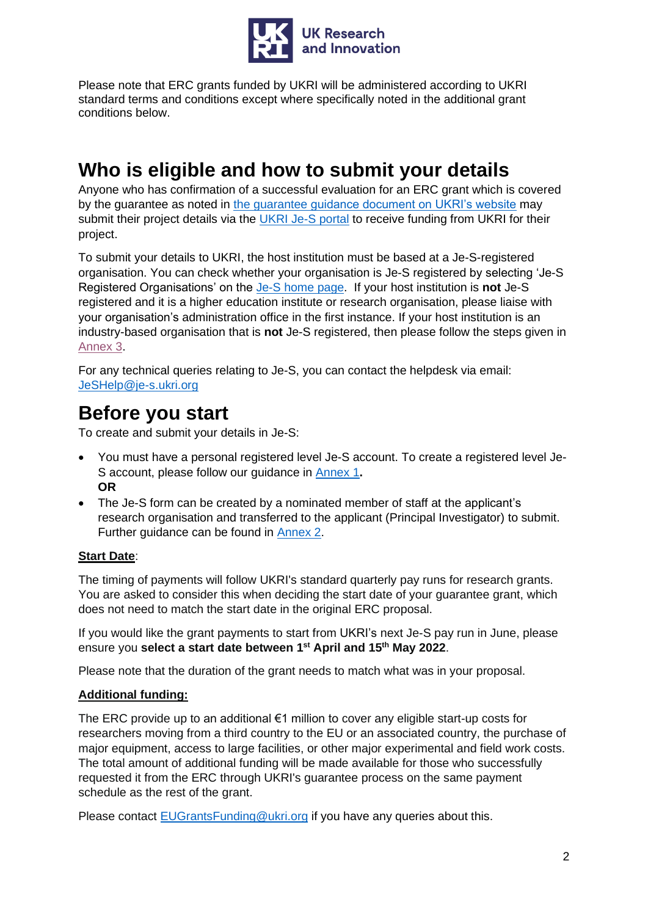Please note that ERC grants funded by UKRI will be administered according to UKRI standard terms and conditions except where specifically noted in the additional grant conditions below.

## Who is eligible and how to submit your details

Anyone who has confirmation of a successful evaluation for an ERC grant which is covered by the guarantee as noted in [the guarantee guidance document on UKRI's website]() may submit their project details via the [UKRI Je-S portal]() to receive funding from UKRI for their project.

To submit your details to UKRI, the host institution must be based at a Je-S-registered organisation. You can check whether your organisation is Je-S registered by selecting 'Je-S Registered Organisations' on the [Je-S home page](). If your host institution is **not** Je-S registered and it is a higher education institute or research organisation, please liaise with your organisation's administration office in the first instance. If your host institution is an industry-based organisation that is **not** Je-S registered, then please follow the steps given in [Annex 3]().

For any technical queries relating to Je-S, you can contact the helpdesk via email: [JeSHelp@je-s.ukri.org](mailto:JeSHelp@je-s.ukri.org)

## Before you start

To create and submit your details in Je-S:

- You must have a personal registered level Je-S account. To create a registered level Je-S account, please follow our guidance in [Annex 1]()**.**
  **OR**
- The Je-S form can be created by a nominated member of staff at the applicant's research organisation and transferred to the applicant (Principal Investigator) to submit. Further guidance can be found in [Annex 2]().

**Start Date**:

The timing of payments will follow UKRI's standard quarterly pay runs for research grants. You are asked to consider this when deciding the start date of your guarantee grant, which does not need to match the start date in the original ERC proposal.

If you would like the grant payments to start from UKRI's next Je-S pay run in June, please ensure you **select a start date between 1st April and 15th May 2022**.

Please note that the duration of the grant needs to match what was in your proposal.

**Additional funding:**

The ERC provide up to an additional €1 million to cover any eligible start-up costs for researchers moving from a third country to the EU or an associated country, the purchase of major equipment, access to large facilities, or other major experimental and field work costs. The total amount of additional funding will be made available for those who successfully requested it from the ERC through UKRI's guarantee process on the same payment schedule as the rest of the grant.

Please contact [EUGrantsFunding@ukri.org](mailto:EUGrantsFunding@ukri.org) if you have any queries about this.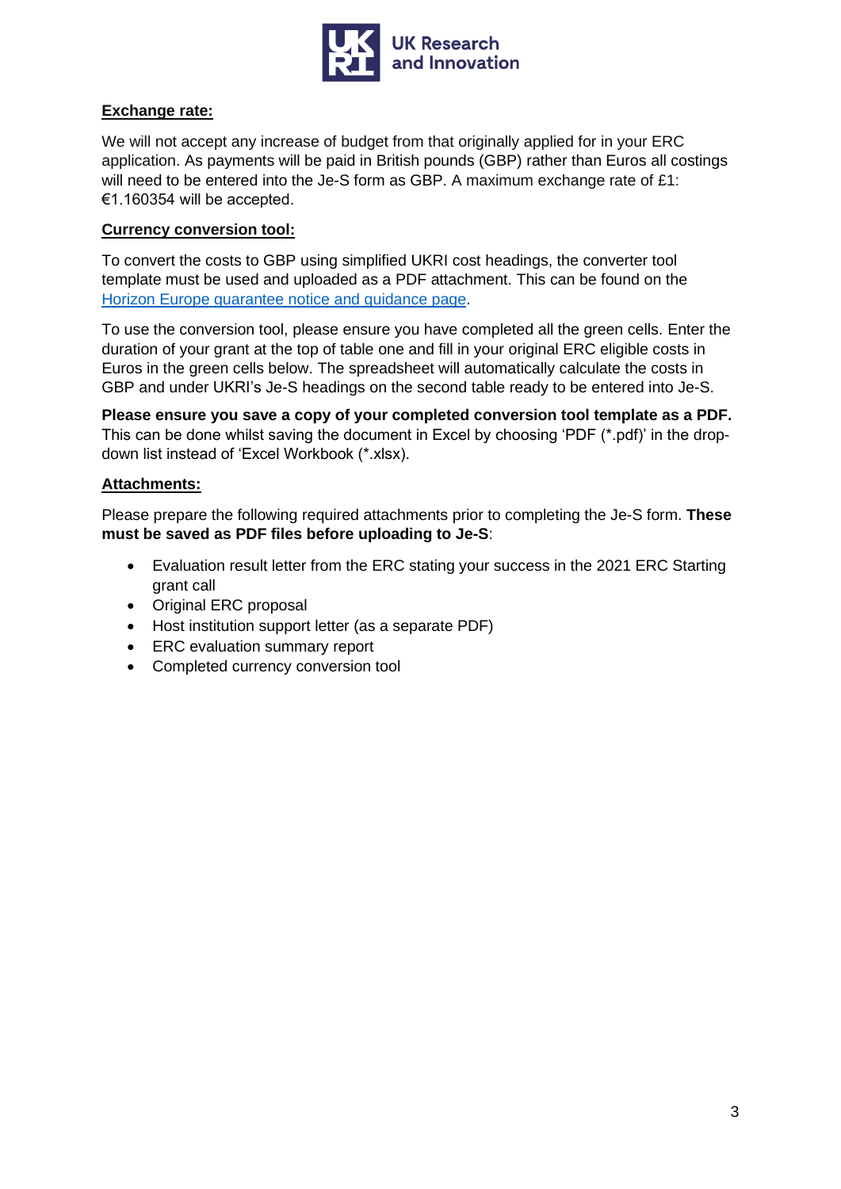**Exchange rate:**

We will not accept any increase of budget from that originally applied for in your ERC application. As payments will be paid in British pounds (GBP) rather than Euros all costings will need to be entered into the Je-S form as GBP. A maximum exchange rate of £1: €1.160354 will be accepted.

**Currency conversion tool:**

To convert the costs to GBP using simplified UKRI cost headings, the converter tool template must be used and uploaded as a PDF attachment. This can be found on the [Horizon Europe guarantee notice and guidance page](#).

To use the conversion tool, please ensure you have completed all the green cells. Enter the duration of your grant at the top of table one and fill in your original ERC eligible costs in Euros in the green cells below. The spreadsheet will automatically calculate the costs in GBP and under UKRI's Je-S headings on the second table ready to be entered into Je-S.

**Please ensure you save a copy of your completed conversion tool template as a PDF.** This can be done whilst saving the document in Excel by choosing 'PDF (*.pdf)' in the drop-down list instead of 'Excel Workbook (*.xlsx).

**Attachments:**

Please prepare the following required attachments prior to completing the Je-S form. **These must be saved as PDF files before uploading to Je-S**:

- Evaluation result letter from the ERC stating your success in the 2021 ERC Starting grant call
- Original ERC proposal
- Host institution support letter (as a separate PDF)
- ERC evaluation summary report
- Completed currency conversion tool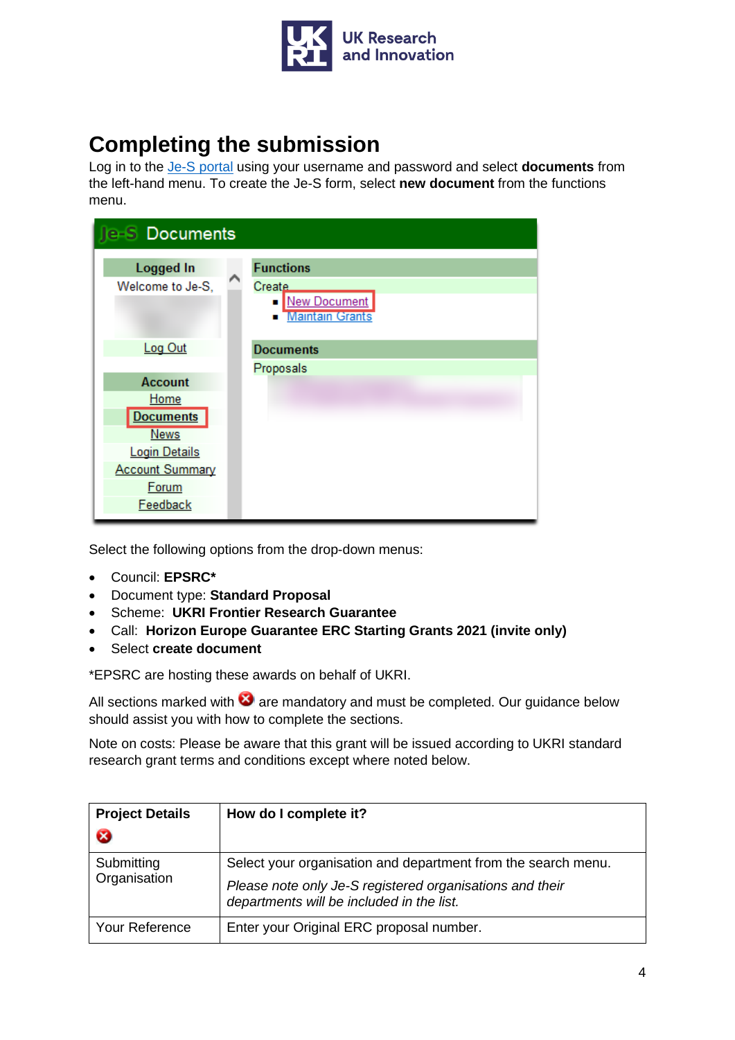# Completing the submission

Log in to the Je-S portal using your username and password and select **documents** from the left-hand menu. To create the Je-S form, select **new document** from the functions menu.

Select the following options from the drop-down menus:

- Council: **EPSRC***
- Document type: **Standard Proposal**
- Scheme: **UKRI Frontier Research Guarantee**
- Call: **Horizon Europe Guarantee ERC Starting Grants 2021 (invite only)**
- Select **create document**

*EPSRC are hosting these awards on behalf of UKRI.

All sections marked with ❌ are mandatory and must be completed. Our guidance below should assist you with how to complete the sections.

Note on costs: Please be aware that this grant will be issued according to UKRI standard research grant terms and conditions except where noted below.

| **Project Details** ❌ | **How do I complete it?** |
|---|---|
| Submitting Organisation | Select your organisation and department from the search menu. *Please note only Je-S registered organisations and their departments will be included in the list.* |
| Your Reference | Enter your Original ERC proposal number. |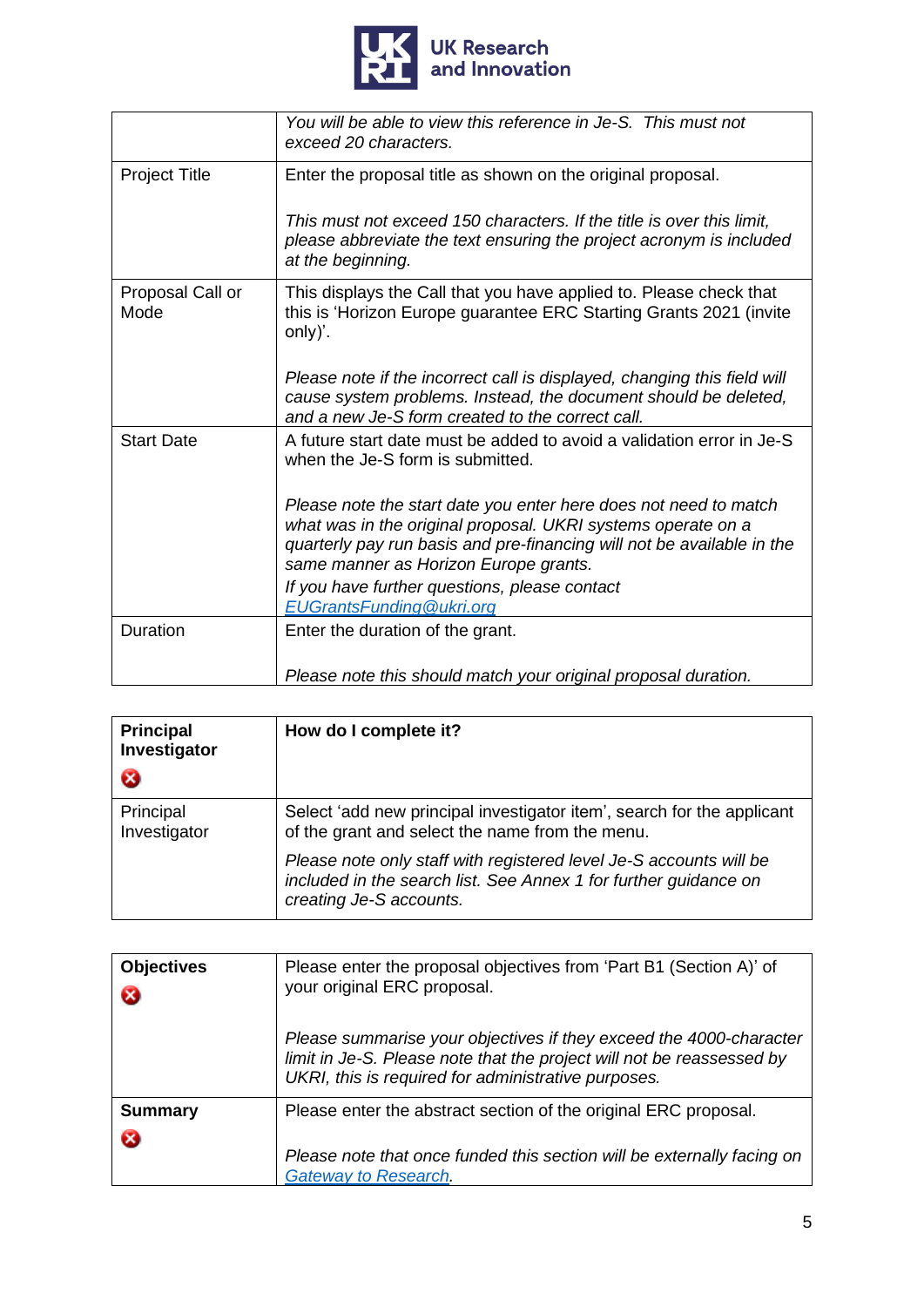| | |
|---|---|
| | *You will be able to view this reference in Je-S. This must not exceed 20 characters.* |
| Project Title | Enter the proposal title as shown on the original proposal.<br><br>*This must not exceed 150 characters. If the title is over this limit, please abbreviate the text ensuring the project acronym is included at the beginning.* |
| Proposal Call or Mode | This displays the Call that you have applied to. Please check that this is 'Horizon Europe guarantee ERC Starting Grants 2021 (invite only)'.<br><br>*Please note if the incorrect call is displayed, changing this field will cause system problems. Instead, the document should be deleted, and a new Je-S form created to the correct call.* |
| Start Date | A future start date must be added to avoid a validation error in Je-S when the Je-S form is submitted.<br><br>*Please note the start date you enter here does not need to match what was in the original proposal. UKRI systems operate on a quarterly pay run basis and pre-financing will not be available in the same manner as Horizon Europe grants.*<br>*If you have further questions, please contact [EUGrantsFunding@ukri.org](mailto:EUGrantsFunding@ukri.org)* |
| Duration | Enter the duration of the grant.<br><br>*Please note this should match your original proposal duration.* |

| **Principal Investigator** ❌ | **How do I complete it?** |
|---|---|
| Principal Investigator | Select 'add new principal investigator item', search for the applicant of the grant and select the name from the menu.<br>*Please note only staff with registered level Je-S accounts will be included in the search list. See Annex 1 for further guidance on creating Je-S accounts.* |

| | |
|---|---|
| **Objectives** ❌ | Please enter the proposal objectives from 'Part B1 (Section A)' of your original ERC proposal.<br><br>*Please summarise your objectives if they exceed the 4000-character limit in Je-S. Please note that the project will not be reassessed by UKRI, this is required for administrative purposes.* |
| **Summary** ❌ | Please enter the abstract section of the original ERC proposal.<br><br>*Please note that once funded this section will be externally facing on [Gateway to Research](Gateway to Research).* |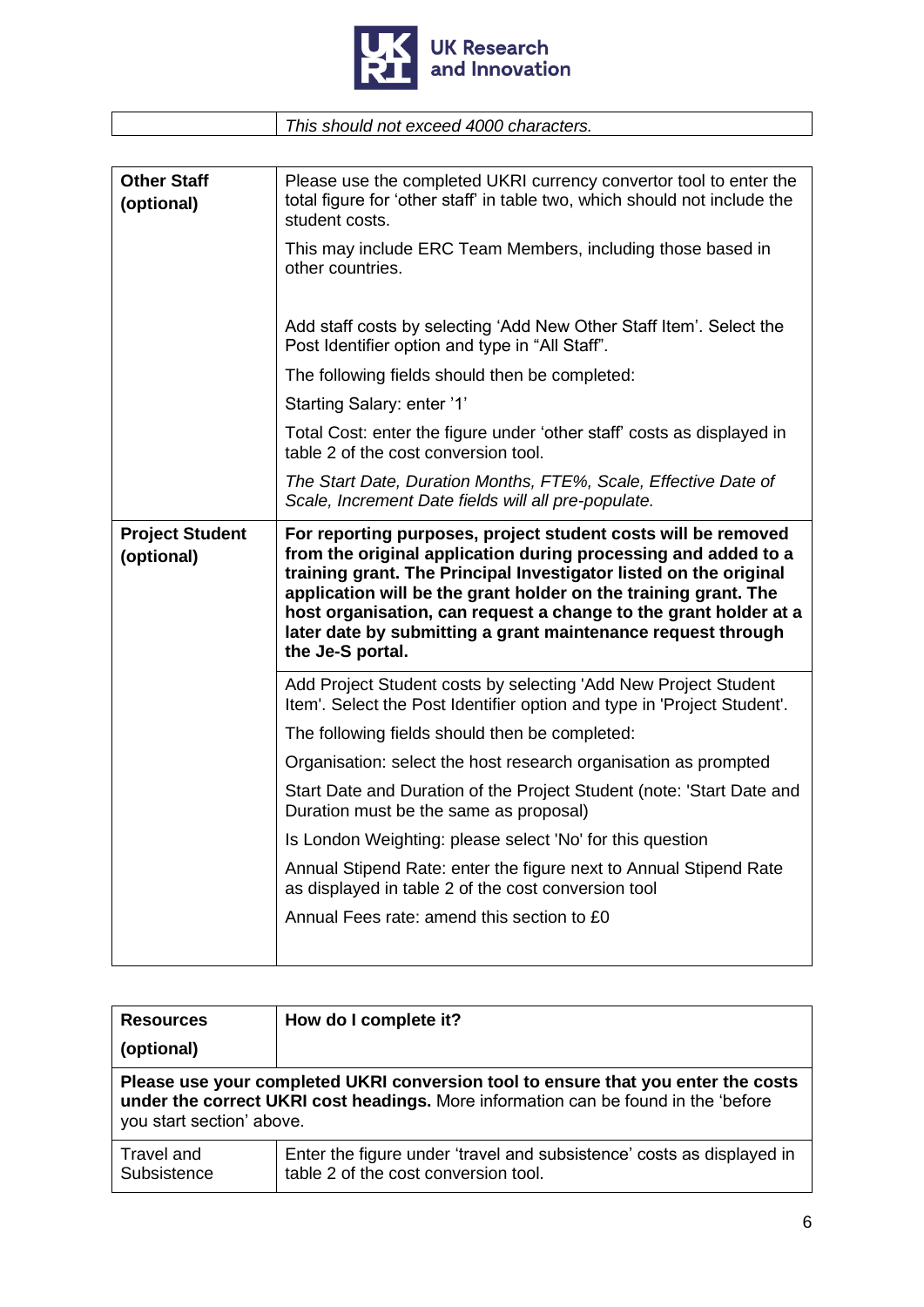| | *This should not exceed 4000 characters.* |
|---|---|

| | |
|---|---|
| **Other Staff (optional)** | Please use the completed UKRI currency convertor tool to enter the total figure for 'other staff' in table two, which should not include the student costs.<br><br>This may include ERC Team Members, including those based in other countries.<br><br>Add staff costs by selecting 'Add New Other Staff Item'. Select the Post Identifier option and type in "All Staff".<br><br>The following fields should then be completed:<br><br>Starting Salary: enter '1'<br><br>Total Cost: enter the figure under 'other staff' costs as displayed in table 2 of the cost conversion tool.<br><br>*The Start Date, Duration Months, FTE%, Scale, Effective Date of Scale, Increment Date fields will all pre-populate.* |
| **Project Student (optional)** | **For reporting purposes, project student costs will be removed from the original application during processing and added to a training grant. The Principal Investigator listed on the original application will be the grant holder on the training grant. The host organisation, can request a change to the grant holder at a later date by submitting a grant maintenance request through the Je-S portal.** |
| | Add Project Student costs by selecting 'Add New Project Student Item'. Select the Post Identifier option and type in 'Project Student'.<br><br>The following fields should then be completed:<br><br>Organisation: select the host research organisation as prompted<br><br>Start Date and Duration of the Project Student (note: 'Start Date and Duration must be the same as proposal)<br><br>Is London Weighting: please select 'No' for this question<br><br>Annual Stipend Rate: enter the figure next to Annual Stipend Rate as displayed in table 2 of the cost conversion tool<br><br>Annual Fees rate: amend this section to £0 |

| **Resources (optional)** | **How do I complete it?** |
|---|---|
| **Please use your completed UKRI conversion tool to ensure that you enter the costs under the correct UKRI cost headings.** More information can be found in the 'before you start section' above. | |
| Travel and Subsistence | Enter the figure under 'travel and subsistence' costs as displayed in table 2 of the cost conversion tool. |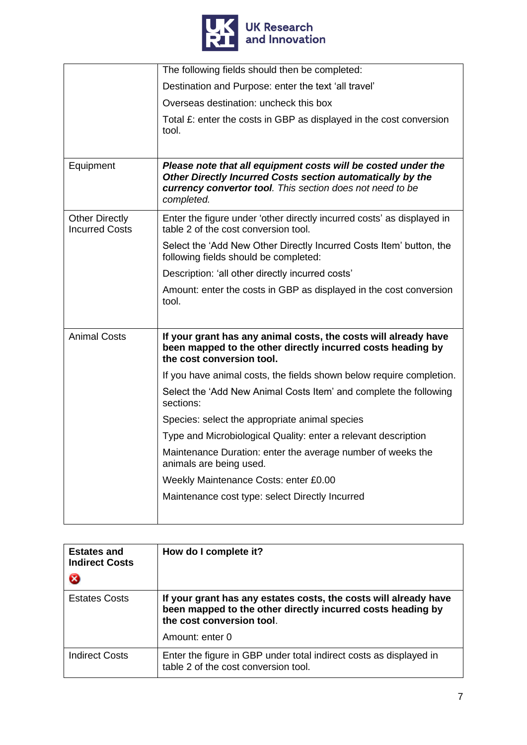| | |
|---|---|
| | The following fields should then be completed:<br><br>Destination and Purpose: enter the text 'all travel'<br><br>Overseas destination: uncheck this box<br><br>Total £: enter the costs in GBP as displayed in the cost conversion tool. |
| Equipment | ***Please note that all equipment costs will be costed under the Other Directly Incurred Costs section automatically by the currency convertor tool****. This section does not need to be completed.* |
| Other Directly Incurred Costs | Enter the figure under 'other directly incurred costs' as displayed in table 2 of the cost conversion tool.<br><br>Select the 'Add New Other Directly Incurred Costs Item' button, the following fields should be completed:<br><br>Description: 'all other directly incurred costs'<br><br>Amount: enter the costs in GBP as displayed in the cost conversion tool. |
| Animal Costs | **If your grant has any animal costs, the costs will already have been mapped to the other directly incurred costs heading by the cost conversion tool.**<br><br>If you have animal costs, the fields shown below require completion.<br><br>Select the 'Add New Animal Costs Item' and complete the following sections:<br><br>Species: select the appropriate animal species<br><br>Type and Microbiological Quality: enter a relevant description<br><br>Maintenance Duration: enter the average number of weeks the animals are being used.<br><br>Weekly Maintenance Costs: enter £0.00<br><br>Maintenance cost type: select Directly Incurred |

| **Estates and Indirect Costs** | **How do I complete it?** |
|---|---|
| Estates Costs | **If your grant has any estates costs, the costs will already have been mapped to the other directly incurred costs heading by the cost conversion tool**.<br><br>Amount: enter 0 |
| Indirect Costs | Enter the figure in GBP under total indirect costs as displayed in table 2 of the cost conversion tool. |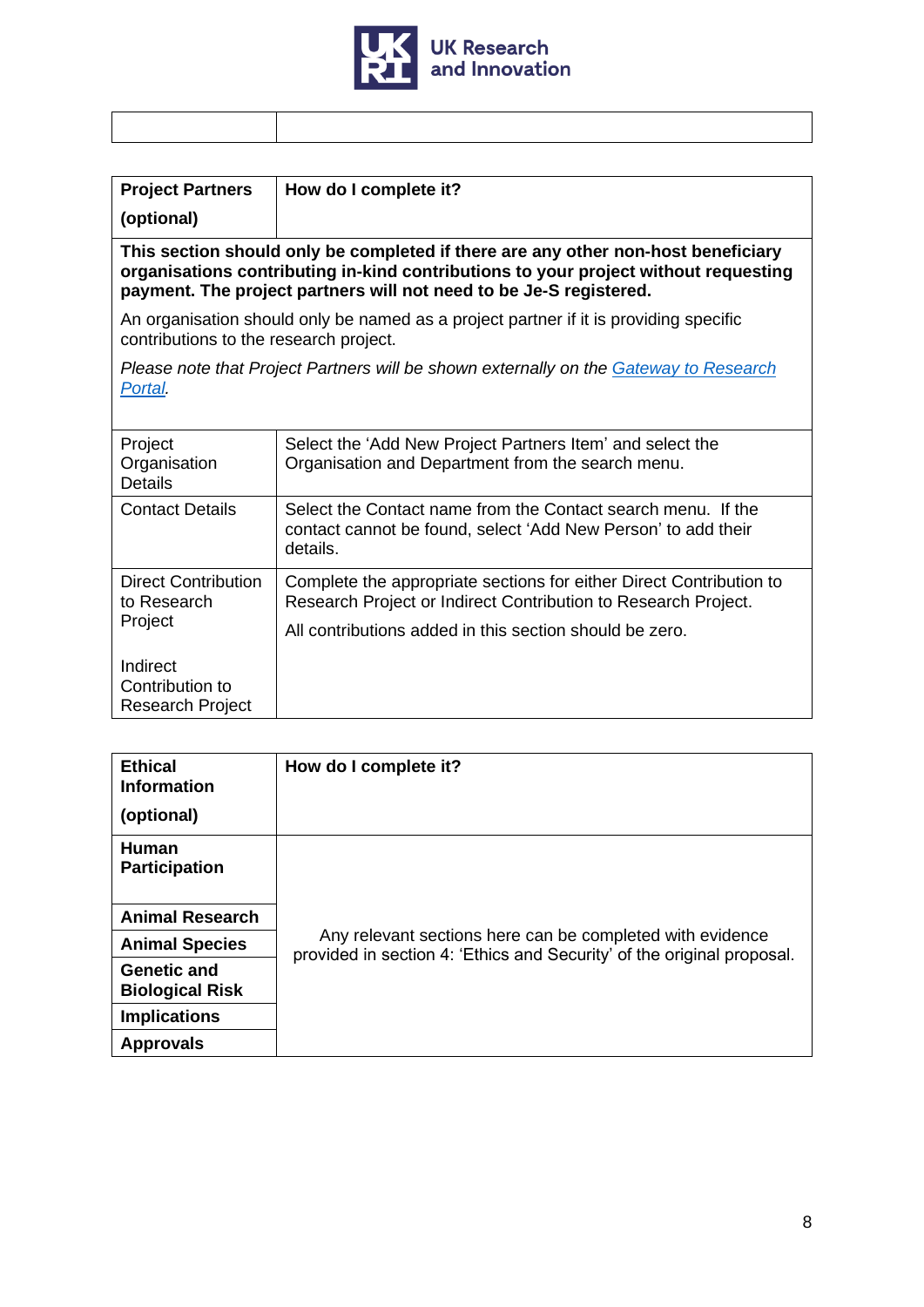| | |
|---|---|
| | |

| **Project Partners** **(optional)** | **How do I complete it?** |
|---|---|
| **This section should only be completed if there are any other non-host beneficiary organisations contributing in-kind contributions to your project without requesting payment. The project partners will not need to be Je-S registered.** An organisation should only be named as a project partner if it is providing specific contributions to the research project. *Please note that Project Partners will be shown externally on the [Gateway to Research Portal](Gateway to Research Portal).* | |
| Project Organisation Details | Select the 'Add New Project Partners Item' and select the Organisation and Department from the search menu. |
| Contact Details | Select the Contact name from the Contact search menu. If the contact cannot be found, select 'Add New Person' to add their details. |
| Direct Contribution to Research Project<br><br>Indirect Contribution to Research Project | Complete the appropriate sections for either Direct Contribution to Research Project or Indirect Contribution to Research Project.<br><br>All contributions added in this section should be zero. |

| **Ethical Information** **(optional)** | **How do I complete it?** |
|---|---|
| **Human Participation** | Any relevant sections here can be completed with evidence provided in section 4: 'Ethics and Security' of the original proposal. |
| **Animal Research** | |
| **Animal Species** | |
| **Genetic and Biological Risk** | |
| **Implications** | |
| **Approvals** | |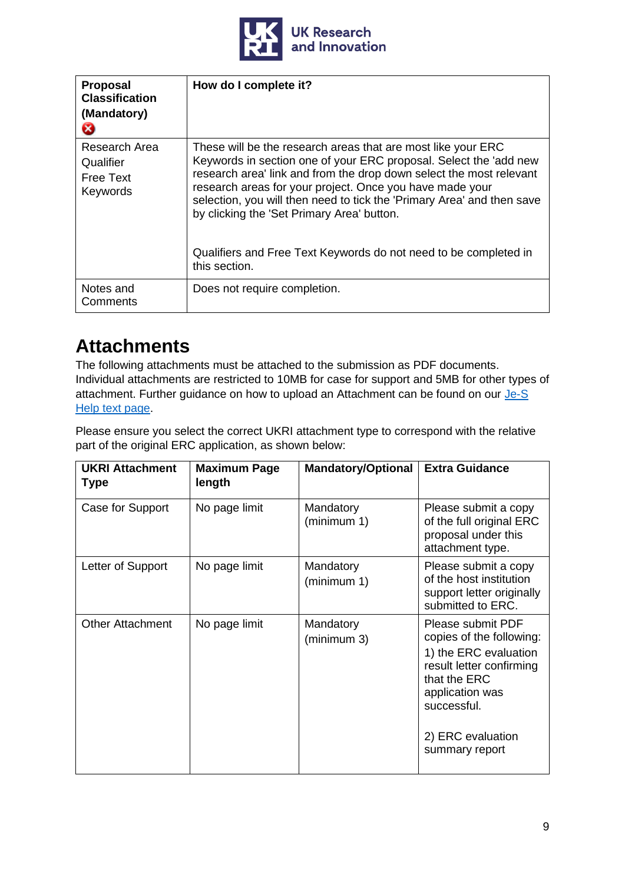| Proposal Classification (Mandatory) | How do I complete it? |
| --- | --- |
| Research Area Qualifier Free Text Keywords | These will be the research areas that are most like your ERC Keywords in section one of your ERC proposal. Select the 'add new research area' link and from the drop down select the most relevant research areas for your project. Once you have made your selection, you will then need to tick the 'Primary Area' and then save by clicking the 'Set Primary Area' button.<br><br>Qualifiers and Free Text Keywords do not need to be completed in this section. |
| Notes and Comments | Does not require completion. |

## Attachments

The following attachments must be attached to the submission as PDF documents. Individual attachments are restricted to 10MB for case for support and 5MB for other types of attachment. Further guidance on how to upload an Attachment can be found on our [Je-S Help text page](#).

Please ensure you select the correct UKRI attachment type to correspond with the relative part of the original ERC application, as shown below:

| UKRI Attachment Type | Maximum Page length | Mandatory/Optional | Extra Guidance |
| --- | --- | --- | --- |
| Case for Support | No page limit | Mandatory (minimum 1) | Please submit a copy of the full original ERC proposal under this attachment type. |
| Letter of Support | No page limit | Mandatory (minimum 1) | Please submit a copy of the host institution support letter originally submitted to ERC. |
| Other Attachment | No page limit | Mandatory (minimum 3) | Please submit PDF copies of the following:<br>1) the ERC evaluation result letter confirming that the ERC application was successful.<br><br>2) ERC evaluation summary report |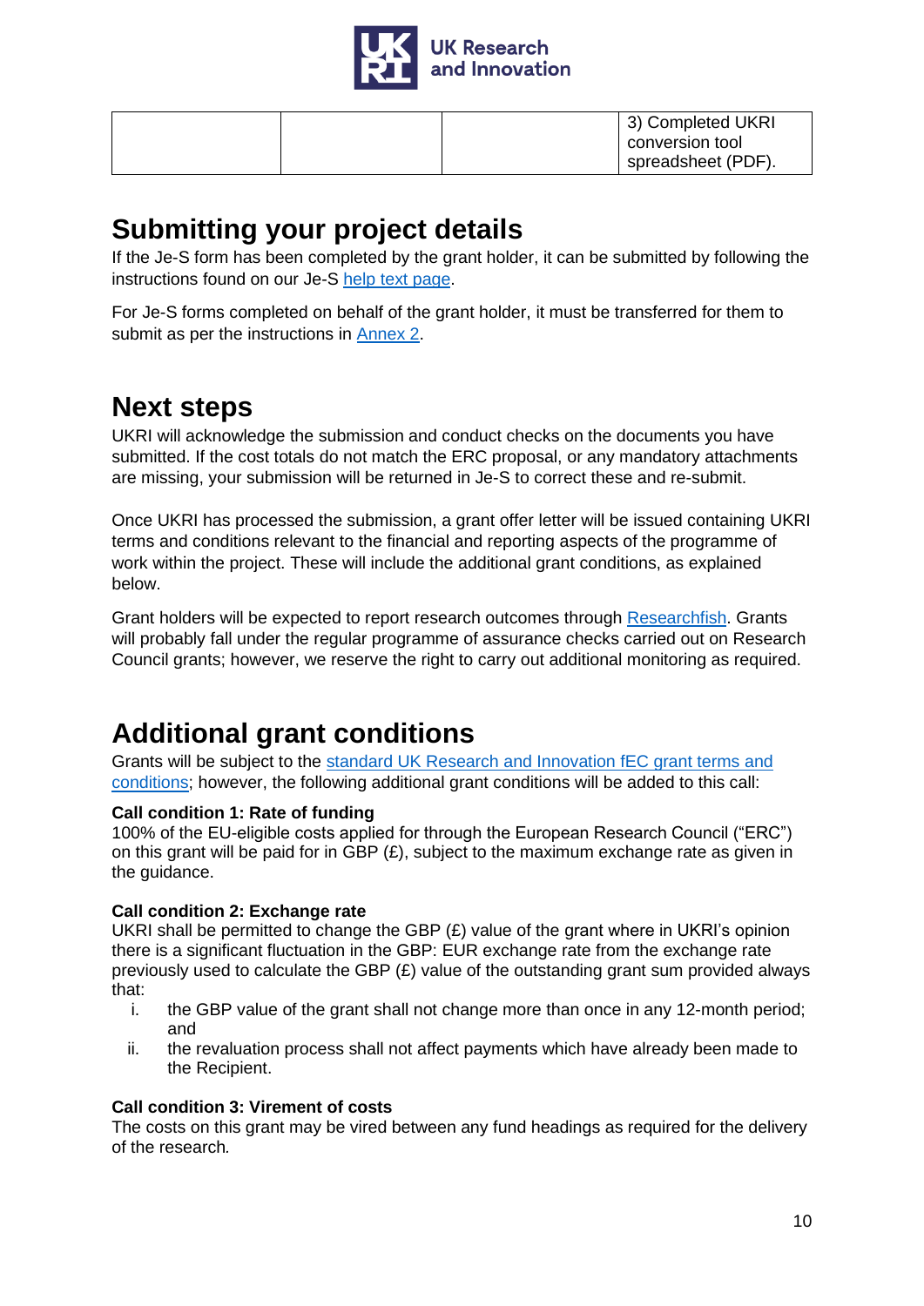| | | | 3) Completed UKRI conversion tool spreadsheet (PDF). |
|---|---|---|---|

# Submitting your project details

If the Je-S form has been completed by the grant holder, it can be submitted by following the instructions found on our Je-S help text page.

For Je-S forms completed on behalf of the grant holder, it must be transferred for them to submit as per the instructions in Annex 2.

# Next steps

UKRI will acknowledge the submission and conduct checks on the documents you have submitted. If the cost totals do not match the ERC proposal, or any mandatory attachments are missing, your submission will be returned in Je-S to correct these and re-submit.

Once UKRI has processed the submission, a grant offer letter will be issued containing UKRI terms and conditions relevant to the financial and reporting aspects of the programme of work within the project. These will include the additional grant conditions, as explained below.

Grant holders will be expected to report research outcomes through Researchfish. Grants will probably fall under the regular programme of assurance checks carried out on Research Council grants; however, we reserve the right to carry out additional monitoring as required.

# Additional grant conditions

Grants will be subject to the standard UK Research and Innovation fEC grant terms and conditions; however, the following additional grant conditions will be added to this call:

**Call condition 1: Rate of funding**
100% of the EU-eligible costs applied for through the European Research Council ("ERC") on this grant will be paid for in GBP (£), subject to the maximum exchange rate as given in the guidance.

**Call condition 2: Exchange rate**
UKRI shall be permitted to change the GBP (£) value of the grant where in UKRI's opinion there is a significant fluctuation in the GBP: EUR exchange rate from the exchange rate previously used to calculate the GBP (£) value of the outstanding grant sum provided always that:

i. the GBP value of the grant shall not change more than once in any 12-month period; and
ii. the revaluation process shall not affect payments which have already been made to the Recipient.

**Call condition 3: Virement of costs**
The costs on this grant may be vired between any fund headings as required for the delivery of the research.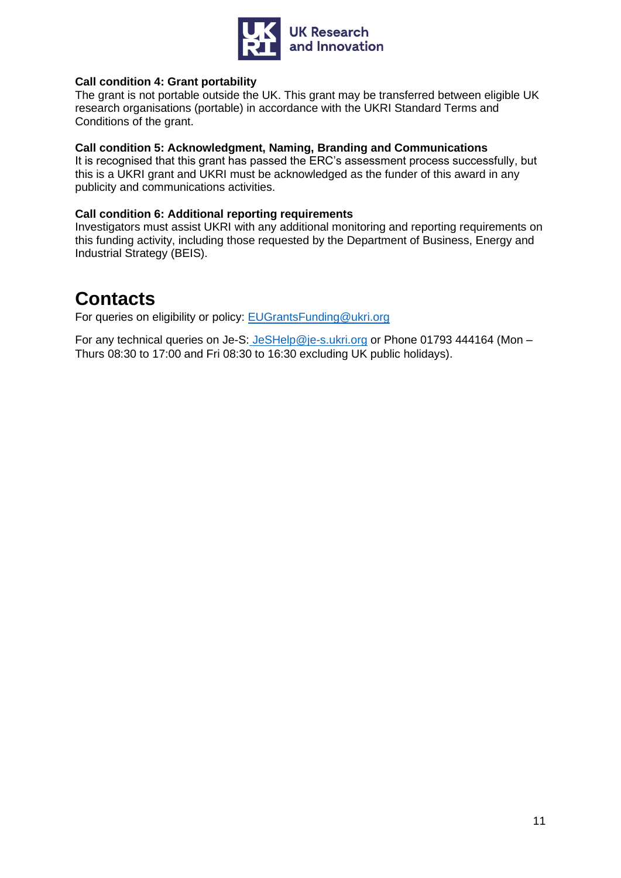**Call condition 4: Grant portability**

The grant is not portable outside the UK. This grant may be transferred between eligible UK research organisations (portable) in accordance with the UKRI Standard Terms and Conditions of the grant.

**Call condition 5: Acknowledgment, Naming, Branding and Communications**

It is recognised that this grant has passed the ERC's assessment process successfully, but this is a UKRI grant and UKRI must be acknowledged as the funder of this award in any publicity and communications activities.

**Call condition 6: Additional reporting requirements**

Investigators must assist UKRI with any additional monitoring and reporting requirements on this funding activity, including those requested by the Department of Business, Energy and Industrial Strategy (BEIS).

# Contacts

For queries on eligibility or policy: EUGrantsFunding@ukri.org

For any technical queries on Je-S: JeSHelp@je-s.ukri.org or Phone 01793 444164 (Mon – Thurs 08:30 to 17:00 and Fri 08:30 to 16:30 excluding UK public holidays).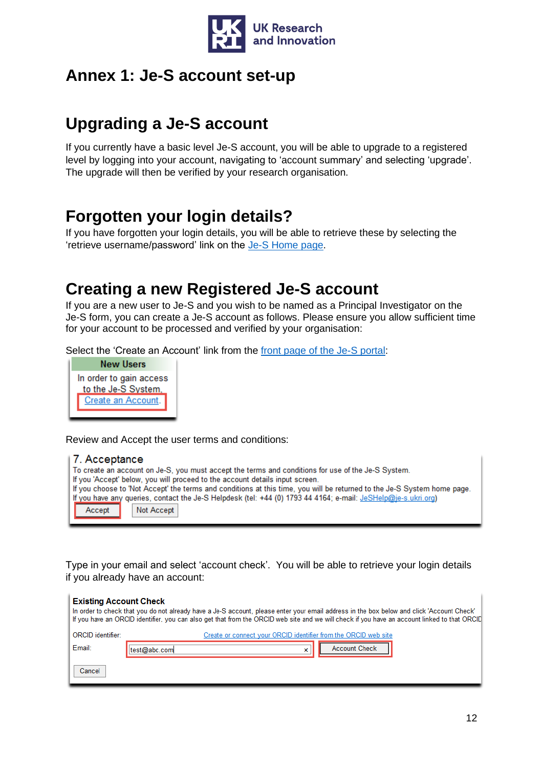# Annex 1: Je-S account set-up

## Upgrading a Je-S account

If you currently have a basic level Je-S account, you will be able to upgrade to a registered level by logging into your account, navigating to 'account summary' and selecting 'upgrade'. The upgrade will then be verified by your research organisation.

## Forgotten your login details?

If you have forgotten your login details, you will be able to retrieve these by selecting the 'retrieve username/password' link on the Je-S Home page.

## Creating a new Registered Je-S account

If you are a new user to Je-S and you wish to be named as a Principal Investigator on the Je-S form, you can create a Je-S account as follows. Please ensure you allow sufficient time for your account to be processed and verified by your organisation:

Select the 'Create an Account' link from the front page of the Je-S portal:

**New Users**

In order to gain access to the Je-S System, Create an Account.

Review and Accept the user terms and conditions:

**7. Acceptance**

To create an account on Je-S, you must accept the terms and conditions for use of the Je-S System.
If you 'Accept' below, you will proceed to the account details input screen.
If you choose to 'Not Accept' the terms and conditions at this time, you will be returned to the Je-S System home page.
If you have any queries, contact the Je-S Helpdesk (tel: +44 (0) 1793 44 4164; e-mail: JeSHelp@je-s.ukri.org)

Accept | Not Accept

Type in your email and select 'account check'. You will be able to retrieve your login details if you already have an account:

**Existing Account Check**

In order to check that you do not already have a Je-S account, please enter your email address in the box below and click 'Account Check'
If you have an ORCID identifier, you can also get that from the ORCID web site and we will check if you have an account linked to that ORCID

ORCID identifier: Create or connect your ORCID identifier from the ORCID web site

Email: test@abc.com | Account Check

Cancel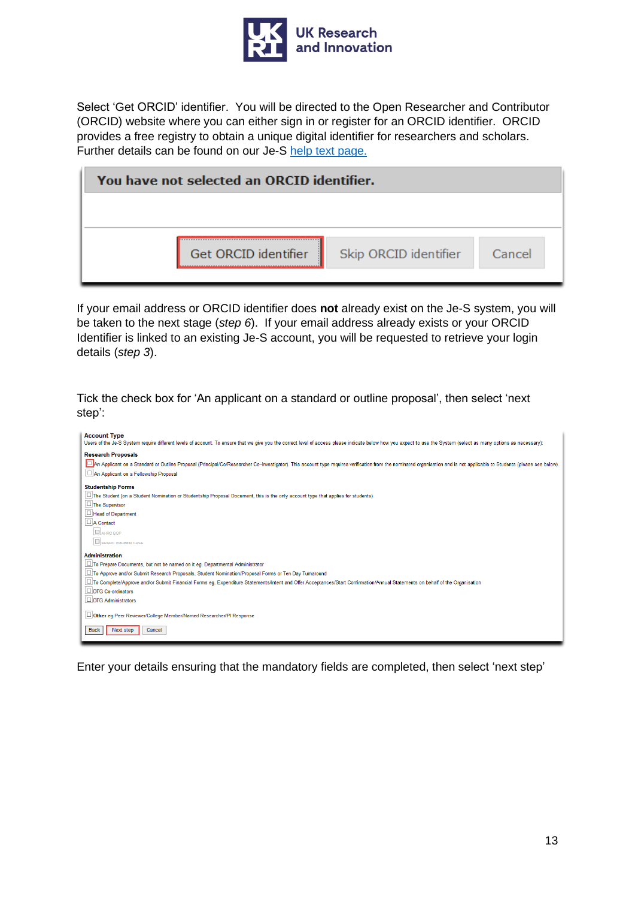Select 'Get ORCID' identifier. You will be directed to the Open Researcher and Contributor (ORCID) website where you can either sign in or register for an ORCID identifier. ORCID provides a free registry to obtain a unique digital identifier for researchers and scholars. Further details can be found on our Je-S [help text page.]()

**You have not selected an ORCID identifier.**

Get ORCID identifier | Skip ORCID identifier | Cancel

If your email address or ORCID identifier does **not** already exist on the Je-S system, you will be taken to the next stage (*step 6*). If your email address already exists or your ORCID Identifier is linked to an existing Je-S account, you will be requested to retrieve your login details (*step 3*).

Tick the check box for 'An applicant on a standard or outline proposal', then select 'next step':

**Account Type**
Users of the Je-S System require different levels of account. To ensure that we give you the correct level of access please indicate below how you expect to use the System (select as many options as necessary):

**Research Proposals**

- ☐ An Applicant on a Standard or Outline Proposal (Principal/Co/Researcher Co-Investigator). This account type requires verification from the nominated organisation and is not applicable to Students (please see below).
- ☐ An Applicant on a Fellowship Proposal

**Studentship Forms**

- ☐ The Student (on a Student Nomination or Studentship Proposal Document, this is the only account type that applies for students)
- ☐ The Supervisor
- ☐ Head of Department
- ☐ A Contact
  - ☐ AHRC BGP
  - ☐ BBSRC Industrial CASE

**Administration**

- ☐ To Prepare Documents, but not be named on it eg. Departmental Administrator
- ☐ To Approve and/or Submit Research Proposals, Student Nomination/Proposal Forms or Ten Day Turnaround
- ☐ To Complete/Approve and/or Submit Financial Forms eg. Expenditure Statements/Intent and Offer Acceptances/Start Confirmation/Annual Statements on behalf of the Organisation
- ☐ DTG Co-ordinators
- ☐ DTG Administrators

- ☐ Other eg Peer Reviewer/College Member/Named Researcher/PI Response

Back | Next step | Cancel

Enter your details ensuring that the mandatory fields are completed, then select 'next step'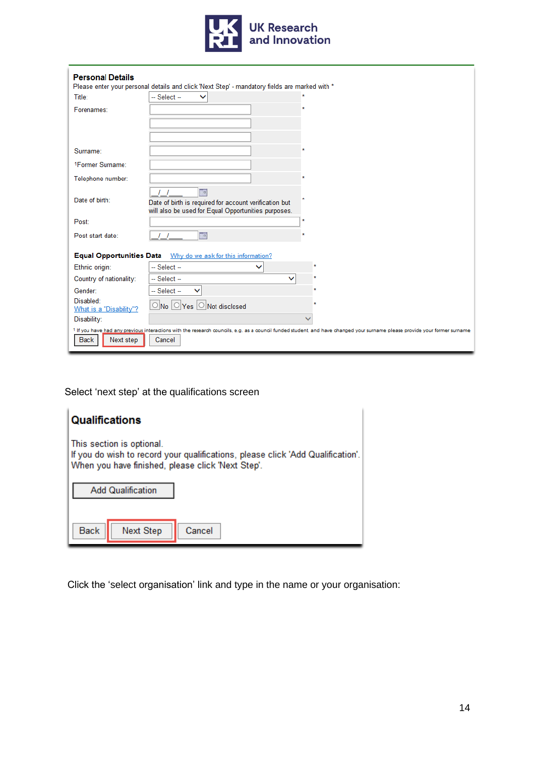**Personal Details**

Please enter your personal details and click 'Next Step' - mandatory fields are marked with *

| | | |
|---|---|---|
| Title: | -- Select -- | * |
| Forenames: | | * |
| Surname: | | * |
| [1]Former Surname: | | |
| Telephone number: | | * |
| Date of birth: | __/__/____ Date of birth is required for account verification but will also be used for Equal Opportunities purposes. | * |
| Post: | | * |
| Post start date: | __/__/____ | * |

**Equal Opportunities Data** Why do we ask for this information?

| | | |
|---|---|---|
| Ethnic origin: | -- Select -- | * |
| Country of nationality: | -- Select -- | * |
| Gender: | -- Select -- | * |
| Disabled: What is a "Disability"? | No / Yes / Not disclosed | * |
| Disability: | | |

[1] If you have had any previous interactions with the research councils, e.g. as a council funded student and have changed your surname please provide your former surname

Back | Next step | Cancel

Select 'next step' at the qualifications screen

**Qualifications**

This section is optional.
If you do wish to record your qualifications, please click 'Add Qualification'.
When you have finished, please click 'Next Step'.

Add Qualification

Back | Next Step | Cancel

Click the 'select organisation' link and type in the name or your organisation: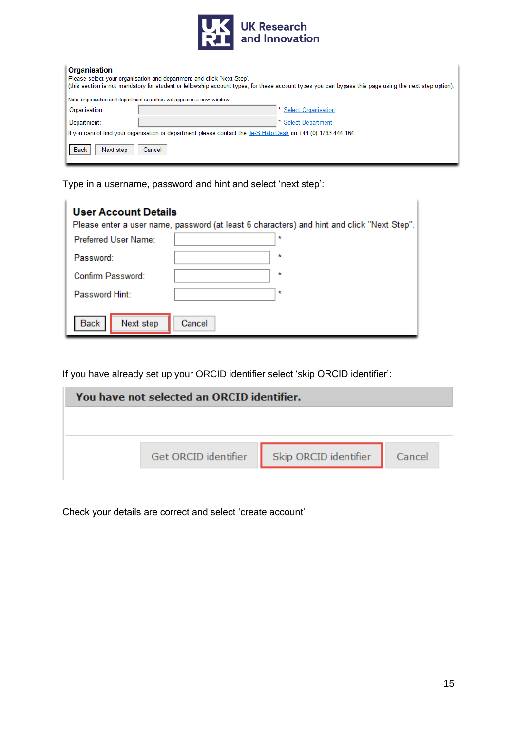**Organisation**

Please select your organisation and department and click 'Next Step'.
(this section is not mandatory for student or fellowship account types, for these account types you can bypass this page using the next step option).

Note: organisation and department searches will appear in a new window

Organisation: * Select Organisation

Department: * Select Department

If you cannot find your organisation or department please contact the Je-S Help Desk on +44 (0) 1793 444 164.

Back | Next step | Cancel

Type in a username, password and hint and select 'next step':

**User Account Details**

Please enter a user name, password (at least 6 characters) and hint and click "Next Step".

Preferred User Name: *

Password: *

Confirm Password: *

Password Hint: *

Back | Next step | Cancel

If you have already set up your ORCID identifier select 'skip ORCID identifier':

**You have not selected an ORCID identifier.**

Get ORCID identifier | Skip ORCID identifier | Cancel

Check your details are correct and select 'create account'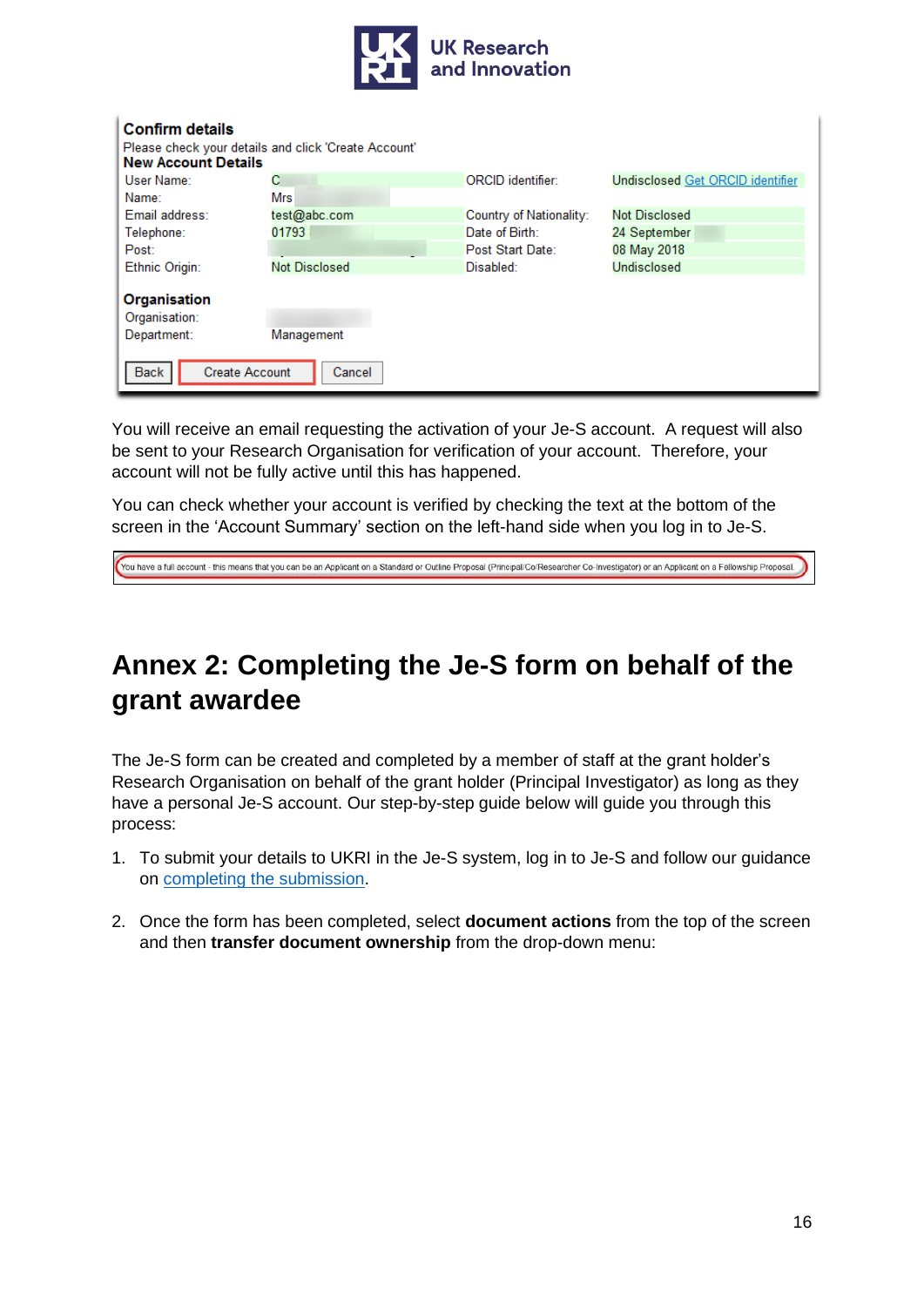Confirm details

Please check your details and click 'Create Account'

New Account Details

| | | | |
|---|---|---|---|
| User Name: | C | ORCID identifier: | Undisclosed Get ORCID identifier |
| Name: | Mrs | | |
| Email address: | test@abc.com | Country of Nationality: | Not Disclosed |
| Telephone: | 01793 | Date of Birth: | 24 September |
| Post: | | Post Start Date: | 08 May 2018 |
| Ethnic Origin: | Not Disclosed | Disabled: | Undisclosed |

Organisation

| | |
|---|---|
| Organisation: | |
| Department: | Management |

Back | Create Account | Cancel

You will receive an email requesting the activation of your Je-S account. A request will also be sent to your Research Organisation for verification of your account. Therefore, your account will not be fully active until this has happened.

You can check whether your account is verified by checking the text at the bottom of the screen in the 'Account Summary' section on the left-hand side when you log in to Je-S.

You have a full account - this means that you can be an Applicant on a Standard or Outline Proposal (Principal/Co/Researcher Co-Investigator) or an Applicant on a Fellowship Proposal.

# Annex 2: Completing the Je-S form on behalf of the grant awardee

The Je-S form can be created and completed by a member of staff at the grant holder's Research Organisation on behalf of the grant holder (Principal Investigator) as long as they have a personal Je-S account. Our step-by-step guide below will guide you through this process:

1. To submit your details to UKRI in the Je-S system, log in to Je-S and follow our guidance on completing the submission.

2. Once the form has been completed, select **document actions** from the top of the screen and then **transfer document ownership** from the drop-down menu: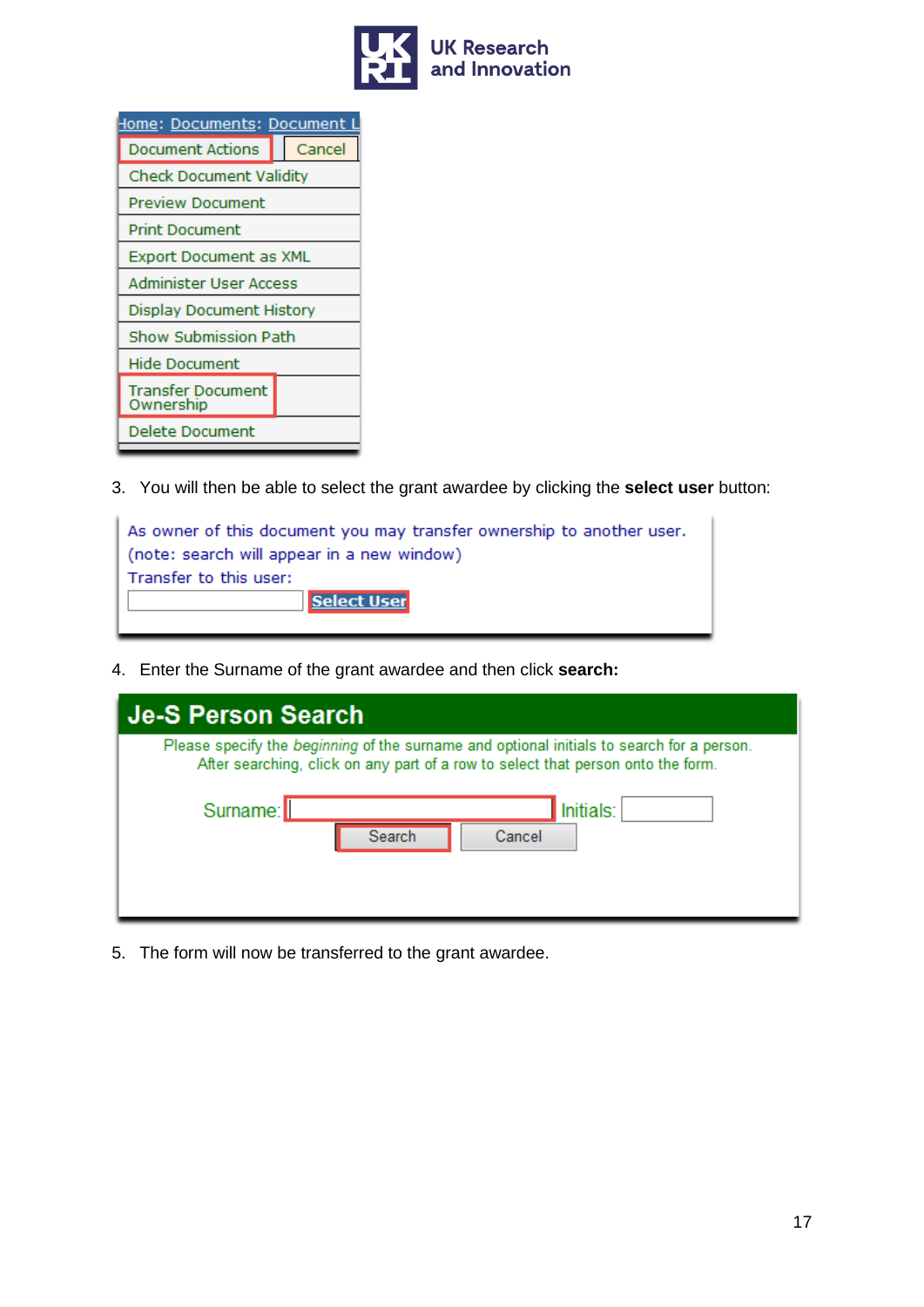Home: Documents: Document L

Document Actions | Cancel

Check Document Validity

Preview Document

Print Document

Export Document as XML

Administer User Access

Display Document History

Show Submission Path

Hide Document

Transfer Document Ownership

Delete Document

3. You will then be able to select the grant awardee by clicking the **select user** button:

As owner of this document you may transfer ownership to another user.
(note: search will appear in a new window)
Transfer to this user:

Select User

4. Enter the Surname of the grant awardee and then click **search:**

## Je-S Person Search

Please specify the *beginning* of the surname and optional initials to search for a person.
After searching, click on any part of a row to select that person onto the form.

Surname: Initials:

Search Cancel

5. The form will now be transferred to the grant awardee.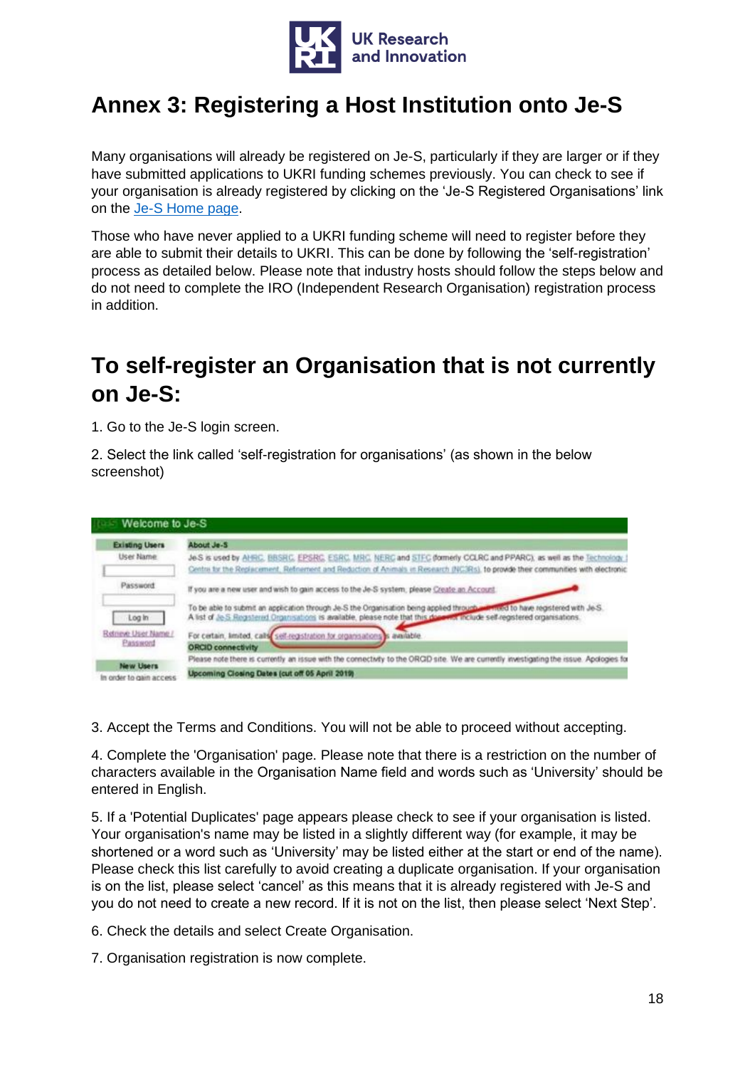# Annex 3: Registering a Host Institution onto Je-S

Many organisations will already be registered on Je-S, particularly if they are larger or if they have submitted applications to UKRI funding schemes previously. You can check to see if your organisation is already registered by clicking on the 'Je-S Registered Organisations' link on the [Je-S Home page](#).

Those who have never applied to a UKRI funding scheme will need to register before they are able to submit their details to UKRI. This can be done by following the 'self-registration' process as detailed below. Please note that industry hosts should follow the steps below and do not need to complete the IRO (Independent Research Organisation) registration process in addition.

# To self-register an Organisation that is not currently on Je-S:

1. Go to the Je-S login screen.

2. Select the link called 'self-registration for organisations' (as shown in the below screenshot)

3. Accept the Terms and Conditions. You will not be able to proceed without accepting.

4. Complete the 'Organisation' page. Please note that there is a restriction on the number of characters available in the Organisation Name field and words such as 'University' should be entered in English.

5. If a 'Potential Duplicates' page appears please check to see if your organisation is listed. Your organisation's name may be listed in a slightly different way (for example, it may be shortened or a word such as 'University' may be listed either at the start or end of the name). Please check this list carefully to avoid creating a duplicate organisation. If your organisation is on the list, please select 'cancel' as this means that it is already registered with Je-S and you do not need to create a new record. If it is not on the list, then please select 'Next Step'.

6. Check the details and select Create Organisation.

7. Organisation registration is now complete.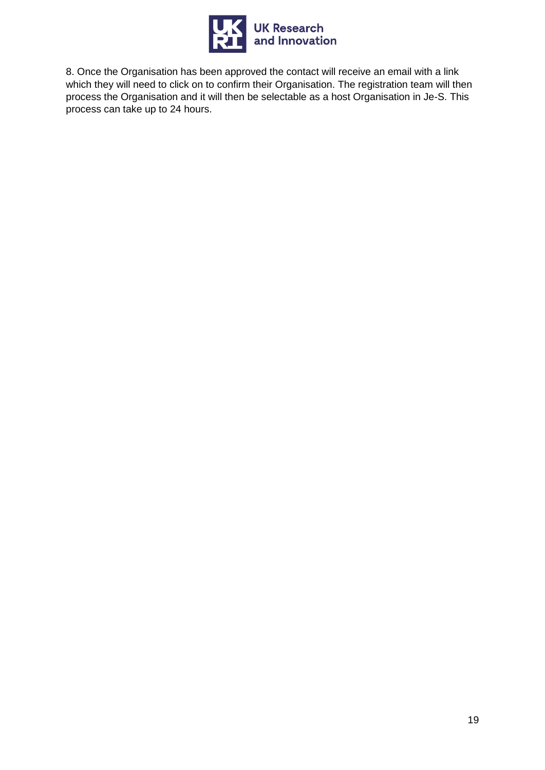8. Once the Organisation has been approved the contact will receive an email with a link which they will need to click on to confirm their Organisation. The registration team will then process the Organisation and it will then be selectable as a host Organisation in Je-S. This process can take up to 24 hours.